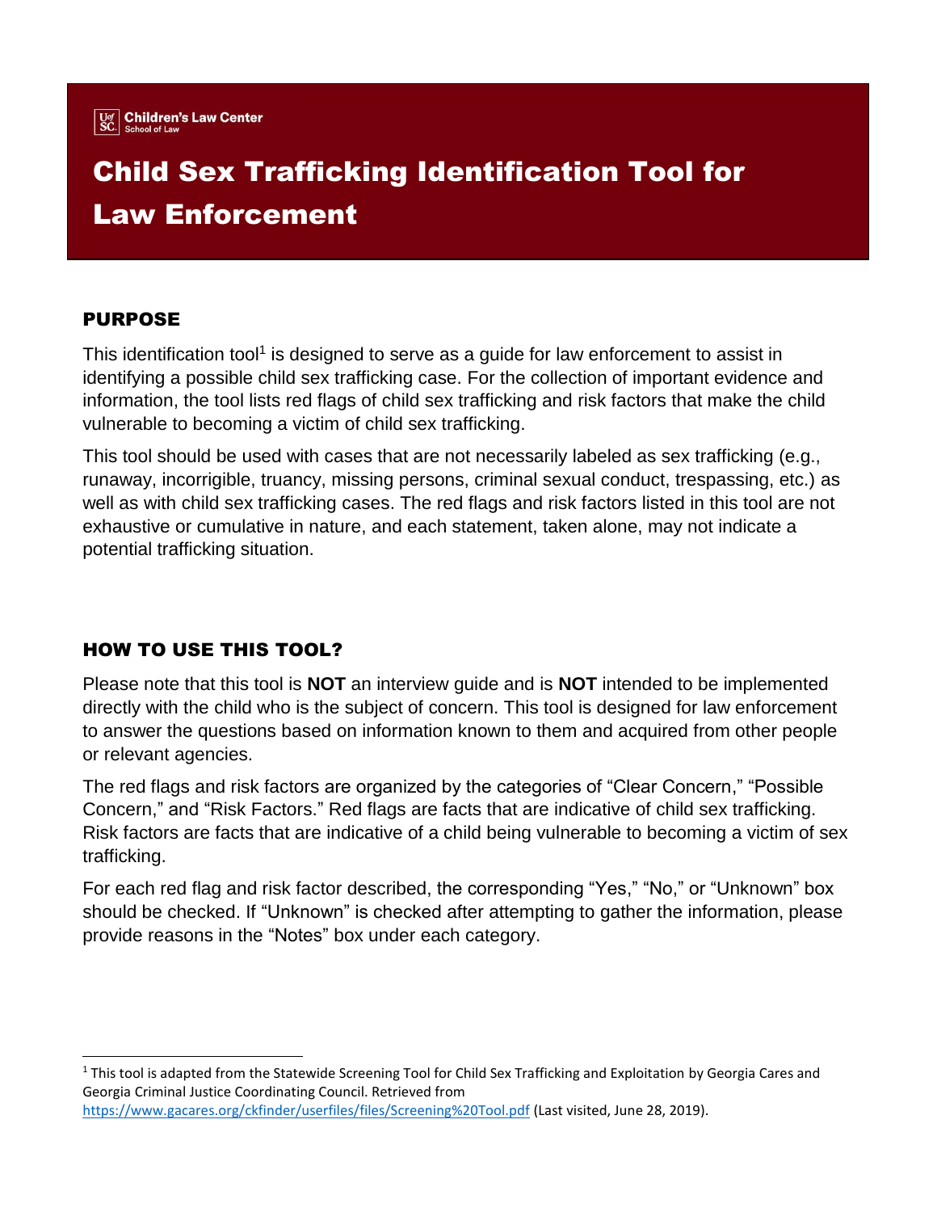Children's Law Center
School of Law

# Child Sex Trafficking Identification Tool for Law Enforcement

## PURPOSE

This identification tool[1] is designed to serve as a guide for law enforcement to assist in identifying a possible child sex trafficking case. For the collection of important evidence and information, the tool lists red flags of child sex trafficking and risk factors that make the child vulnerable to becoming a victim of child sex trafficking.

This tool should be used with cases that are not necessarily labeled as sex trafficking (e.g., runaway, incorrigible, truancy, missing persons, criminal sexual conduct, trespassing, etc.) as well as with child sex trafficking cases. The red flags and risk factors listed in this tool are not exhaustive or cumulative in nature, and each statement, taken alone, may not indicate a potential trafficking situation.

## HOW TO USE THIS TOOL?

Please note that this tool is **NOT** an interview guide and is **NOT** intended to be implemented directly with the child who is the subject of concern. This tool is designed for law enforcement to answer the questions based on information known to them and acquired from other people or relevant agencies.

The red flags and risk factors are organized by the categories of "Clear Concern," "Possible Concern," and "Risk Factors." Red flags are facts that are indicative of child sex trafficking. Risk factors are facts that are indicative of a child being vulnerable to becoming a victim of sex trafficking.

For each red flag and risk factor described, the corresponding "Yes," "No," or "Unknown" box should be checked. If "Unknown" is checked after attempting to gather the information, please provide reasons in the "Notes" box under each category.

---

[1] This tool is adapted from the Statewide Screening Tool for Child Sex Trafficking and Exploitation by Georgia Cares and Georgia Criminal Justice Coordinating Council. Retrieved from https://www.gacares.org/ckfinder/userfiles/files/Screening%20Tool.pdf (Last visited, June 28, 2019).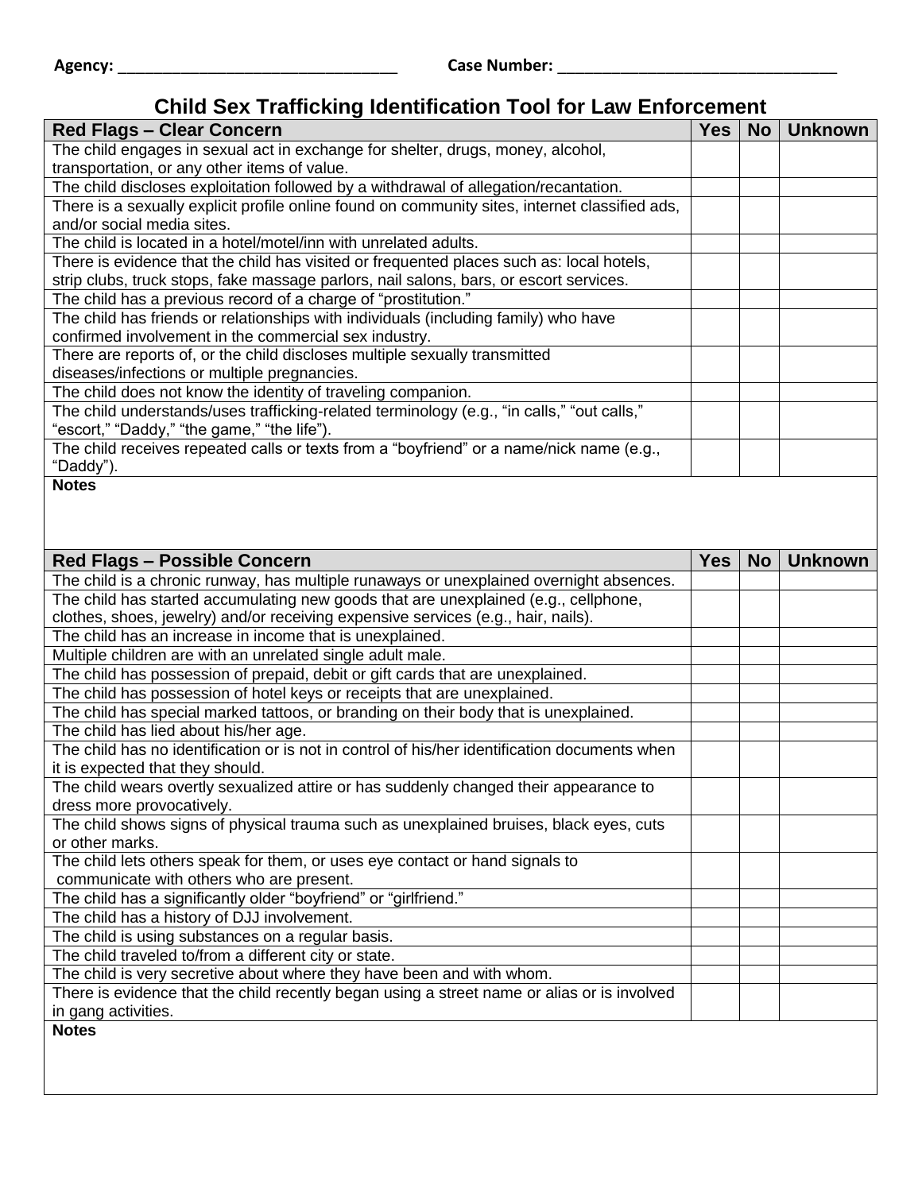Agency: ________________________________ Case Number: ________________________________

# Child Sex Trafficking Identification Tool for Law Enforcement

| Red Flags – Clear Concern | Yes | No | Unknown |
|---|---|---|---|
| The child engages in sexual act in exchange for shelter, drugs, money, alcohol, transportation, or any other items of value. | | | |
| The child discloses exploitation followed by a withdrawal of allegation/recantation. | | | |
| There is a sexually explicit profile online found on community sites, internet classified ads, and/or social media sites. | | | |
| The child is located in a hotel/motel/inn with unrelated adults. | | | |
| There is evidence that the child has visited or frequented places such as: local hotels, strip clubs, truck stops, fake massage parlors, nail salons, bars, or escort services. | | | |
| The child has a previous record of a charge of "prostitution." | | | |
| The child has friends or relationships with individuals (including family) who have confirmed involvement in the commercial sex industry. | | | |
| There are reports of, or the child discloses multiple sexually transmitted diseases/infections or multiple pregnancies. | | | |
| The child does not know the identity of traveling companion. | | | |
| The child understands/uses trafficking-related terminology (e.g., "in calls," "out calls," "escort," "Daddy," "the game," "the life"). | | | |
| The child receives repeated calls or texts from a "boyfriend" or a name/nick name (e.g., "Daddy"). | | | |
| **Notes** | | | |

| Red Flags – Possible Concern | Yes | No | Unknown |
|---|---|---|---|
| The child is a chronic runway, has multiple runaways or unexplained overnight absences. | | | |
| The child has started accumulating new goods that are unexplained (e.g., cellphone, clothes, shoes, jewelry) and/or receiving expensive services (e.g., hair, nails). | | | |
| The child has an increase in income that is unexplained. | | | |
| Multiple children are with an unrelated single adult male. | | | |
| The child has possession of prepaid, debit or gift cards that are unexplained. | | | |
| The child has possession of hotel keys or receipts that are unexplained. | | | |
| The child has special marked tattoos, or branding on their body that is unexplained. | | | |
| The child has lied about his/her age. | | | |
| The child has no identification or is not in control of his/her identification documents when it is expected that they should. | | | |
| The child wears overtly sexualized attire or has suddenly changed their appearance to dress more provocatively. | | | |
| The child shows signs of physical trauma such as unexplained bruises, black eyes, cuts or other marks. | | | |
| The child lets others speak for them, or uses eye contact or hand signals to communicate with others who are present. | | | |
| The child has a significantly older "boyfriend" or "girlfriend." | | | |
| The child has a history of DJJ involvement. | | | |
| The child is using substances on a regular basis. | | | |
| The child traveled to/from a different city or state. | | | |
| The child is very secretive about where they have been and with whom. | | | |
| There is evidence that the child recently began using a street name or alias or is involved in gang activities. | | | |
| **Notes** | | | |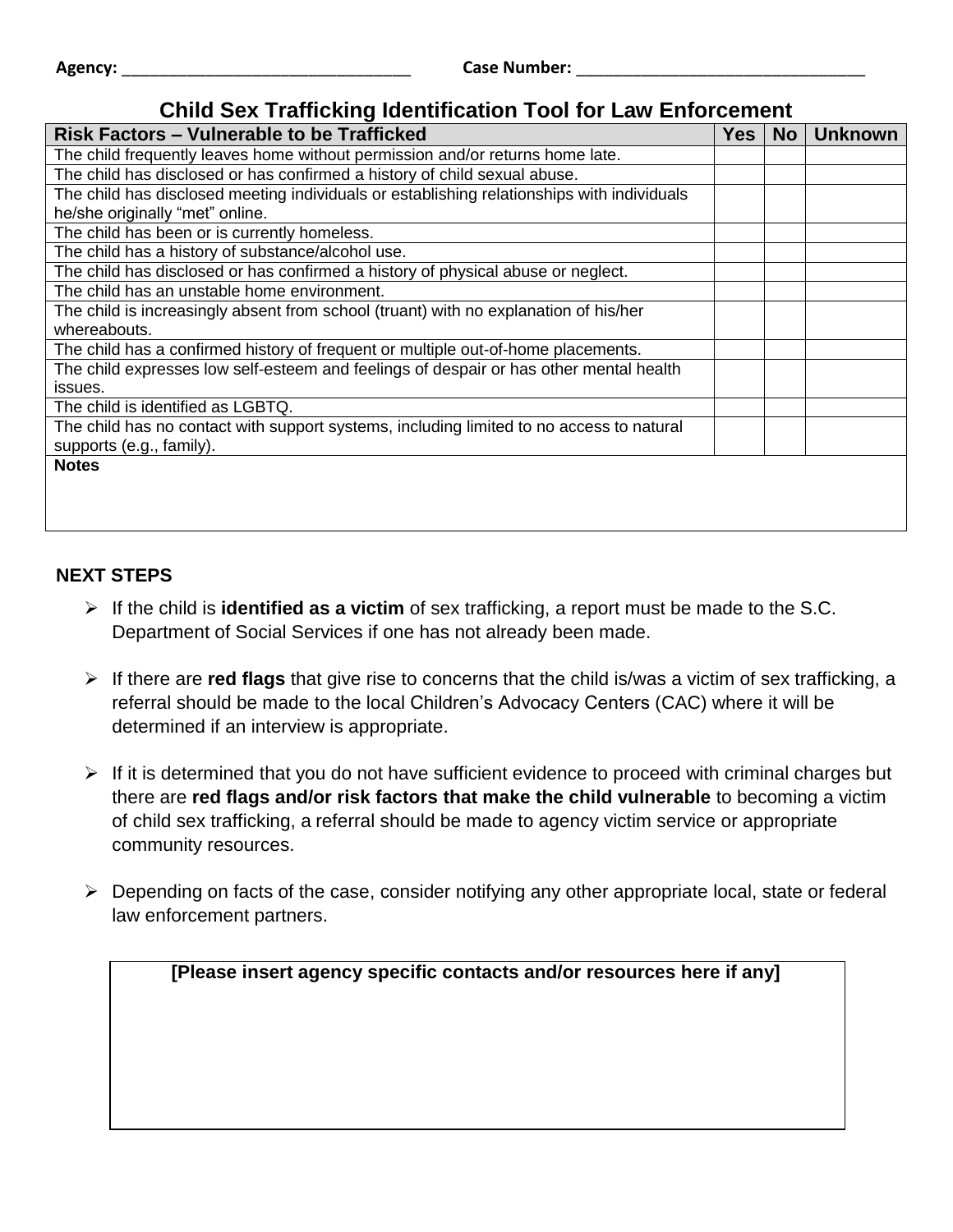**Agency:** ________________________________ **Case Number:** ________________________________

# Child Sex Trafficking Identification Tool for Law Enforcement

| Risk Factors – Vulnerable to be Trafficked | Yes | No | Unknown |
|---|---|---|---|
| The child frequently leaves home without permission and/or returns home late. | | | |
| The child has disclosed or has confirmed a history of child sexual abuse. | | | |
| The child has disclosed meeting individuals or establishing relationships with individuals he/she originally "met" online. | | | |
| The child has been or is currently homeless. | | | |
| The child has a history of substance/alcohol use. | | | |
| The child has disclosed or has confirmed a history of physical abuse or neglect. | | | |
| The child has an unstable home environment. | | | |
| The child is increasingly absent from school (truant) with no explanation of his/her whereabouts. | | | |
| The child has a confirmed history of frequent or multiple out-of-home placements. | | | |
| The child expresses low self-esteem and feelings of despair or has other mental health issues. | | | |
| The child is identified as LGBTQ. | | | |
| The child has no contact with support systems, including limited to no access to natural supports (e.g., family). | | | |
| **Notes** | | | |

**NEXT STEPS**

- If the child is **identified as a victim** of sex trafficking, a report must be made to the S.C. Department of Social Services if one has not already been made.
- If there are **red flags** that give rise to concerns that the child is/was a victim of sex trafficking, a referral should be made to the local Children's Advocacy Centers (CAC) where it will be determined if an interview is appropriate.
- If it is determined that you do not have sufficient evidence to proceed with criminal charges but there are **red flags and/or risk factors that make the child vulnerable** to becoming a victim of child sex trafficking, a referral should be made to agency victim service or appropriate community resources.
- Depending on facts of the case, consider notifying any other appropriate local, state or federal law enforcement partners.

**[Please insert agency specific contacts and/or resources here if any]**